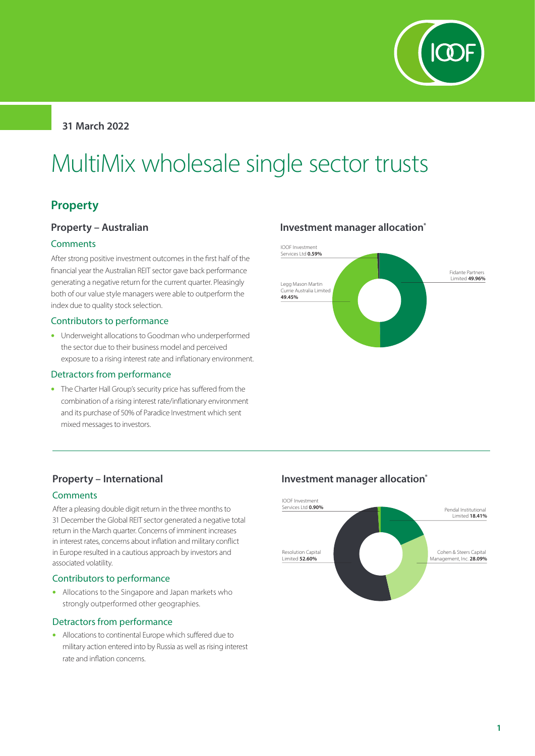31 March 2022

# MultiMix wholesale single sector trusts

## Property

### Property – Australian

#### Comments

After strong positive investment outcomes in the first half of the financial year the Australian REIT sector gave back performance generating a negative return for the current quarter. Pleasingly both of our value style managers were able to outperform the index due to quality stock selection.

#### Contributors to performance

- Underweight allocations to Goodman who underperformed the sector due to their business model and perceived exposure to a rising interest rate and inflationary environment.

#### Detractors from performance

- The Charter Hall Group's security price has suffered from the combination of a rising interest rate/inflationary environment and its purchase of 50% of Paradice Investment which sent mixed messages to investors.

### Investment manager allocation*

| Investment manager | Allocation |
|---|---|
| IOOF Investment Services Ltd | 0.59% |
| Fidante Partners Limited | 49.96% |
| Legg Mason Martin Currie Australia Limited | 49.45% |

### Property – International

#### Comments

After a pleasing double digit return in the three months to 31 December the Global REIT sector generated a negative total return in the March quarter. Concerns of imminent increases in interest rates, concerns about inflation and military conflict in Europe resulted in a cautious approach by investors and associated volatility.

#### Contributors to performance

- Allocations to the Singapore and Japan markets who strongly outperformed other geographies.

#### Detractors from performance

- Allocations to continental Europe which suffered due to military action entered into by Russia as well as rising interest rate and inflation concerns.

### Investment manager allocation*

| Investment manager | Allocation |
|---|---|
| IOOF Investment Services Ltd | 0.90% |
| Pendal Institutional Limited | 18.41% |
| Cohen & Steers Capital Management, Inc. | 28.09% |
| Resolution Capital Limited | 52.60% |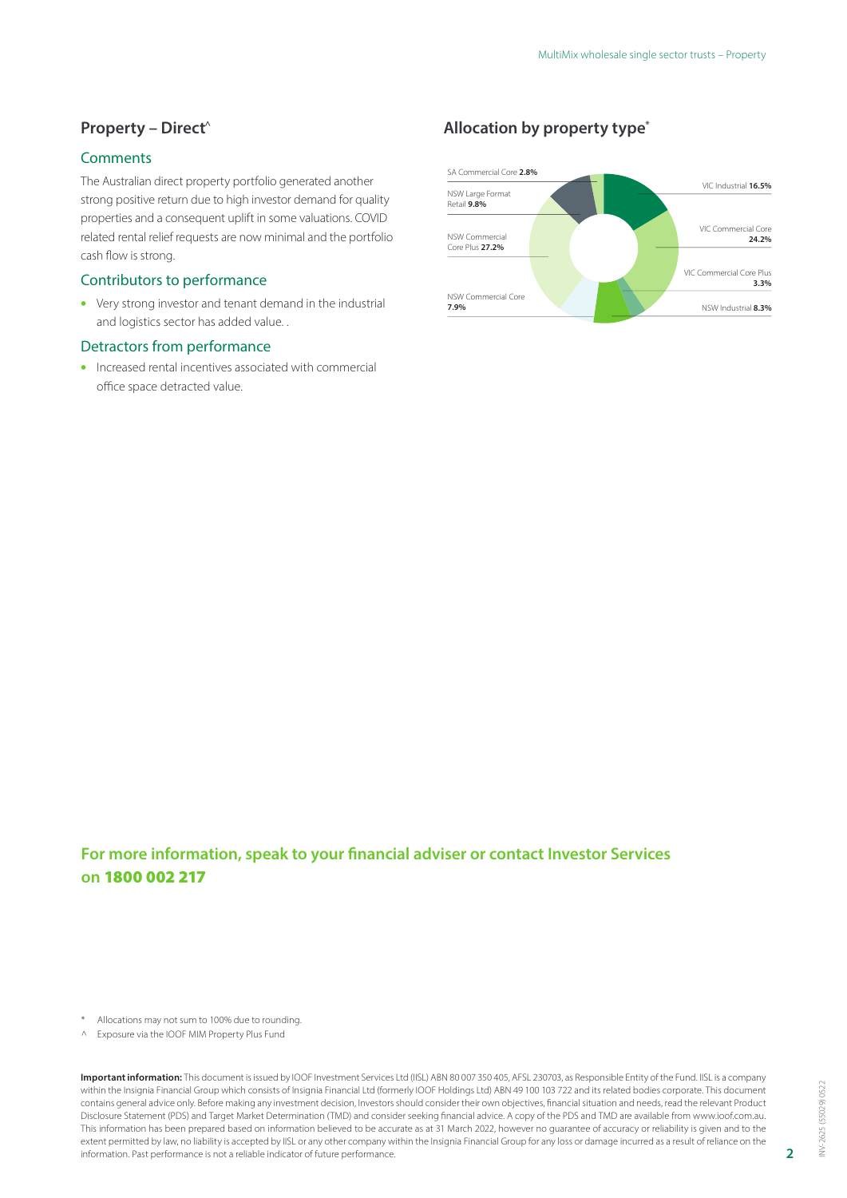## Property – Direct^

### Comments

The Australian direct property portfolio generated another strong positive return due to high investor demand for quality properties and a consequent uplift in some valuations. COVID related rental relief requests are now minimal and the portfolio cash flow is strong.

### Contributors to performance

- Very strong investor and tenant demand in the industrial and logistics sector has added value. .

### Detractors from performance

- Increased rental incentives associated with commercial office space detracted value.

## Allocation by property type*

SA Commercial Core **2.8%**
NSW Large Format Retail **9.8%**
NSW Commercial Core Plus **27.2%**
NSW Commercial Core **7.9%**
VIC Industrial **16.5%**
VIC Commercial Core **24.2%**
VIC Commercial Core Plus **3.3%**
NSW Industrial **8.3%**

**For more information, speak to your financial adviser or contact Investor Services on 1800 002 217**

\* Allocations may not sum to 100% due to rounding.

^ Exposure via the IOOF MIM Property Plus Fund

**Important information:** This document is issued by IOOF Investment Services Ltd (IISL) ABN 80 007 350 405, AFSL 230703, as Responsible Entity of the Fund. IISL is a company within the Insignia Financial Group which consists of Insignia Financial Ltd (formerly IOOF Holdings Ltd) ABN 49 100 103 722 and its related bodies corporate. This document contains general advice only. Before making any investment decision, Investors should consider their own objectives, financial situation and needs, read the relevant Product Disclosure Statement (PDS) and Target Market Determination (TMD) and consider seeking financial advice. A copy of the PDS and TMD are available from www.ioof.com.au. This information has been prepared based on information believed to be accurate as at 31 March 2022, however no guarantee of accuracy or reliability is given and to the extent permitted by law, no liability is accepted by IISL or any other company within the Insignia Financial Group for any loss or damage incurred as a result of reliance on the information. Past performance is not a reliable indicator of future performance.

INV-2625 (55029) 0522